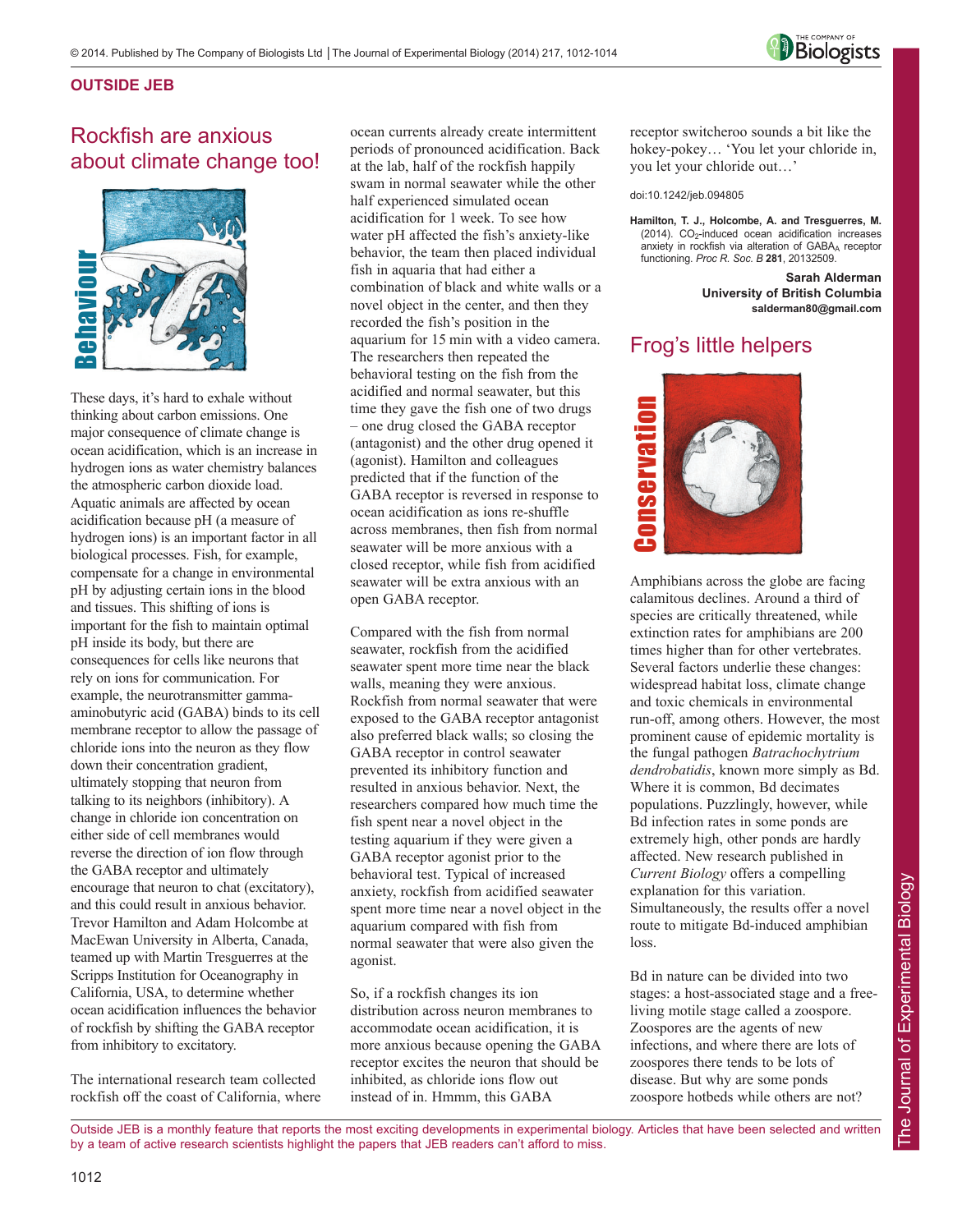**OUTSIDE JEB**

## Rockfish are anxious about climate change too!

These days, it's hard to exhale without thinking about carbon emissions. One major consequence of climate change is ocean acidification, which is an increase in hydrogen ions as water chemistry balances the atmospheric carbon dioxide load. Aquatic animals are affected by ocean acidification because pH (a measure of hydrogen ions) is an important factor in all biological processes. Fish, for example, compensate for a change in environmental pH by adjusting certain ions in the blood and tissues. This shifting of ions is important for the fish to maintain optimal pH inside its body, but there are consequences for cells like neurons that rely on ions for communication. For example, the neurotransmitter gamma-aminobutyric acid (GABA) binds to its cell membrane receptor to allow the passage of chloride ions into the neuron as they flow down their concentration gradient, ultimately stopping that neuron from talking to its neighbors (inhibitory). A change in chloride ion concentration on either side of cell membranes would reverse the direction of ion flow through the GABA receptor and ultimately encourage that neuron to chat (excitatory), and this could result in anxious behavior. Trevor Hamilton and Adam Holcombe at MacEwan University in Alberta, Canada, teamed up with Martin Tresguerres at the Scripps Institution for Oceanography in California, USA, to determine whether ocean acidification influences the behavior of rockfish by shifting the GABA receptor from inhibitory to excitatory.

The international research team collected rockfish off the coast of California, where ocean currents already create intermittent periods of pronounced acidification. Back at the lab, half of the rockfish happily swam in normal seawater while the other half experienced simulated ocean acidification for 1 week. To see how water pH affected the fish's anxiety-like behavior, the team then placed individual fish in aquaria that had either a combination of black and white walls or a novel object in the center, and then they recorded the fish's position in the aquarium for 15 min with a video camera. The researchers then repeated the behavioral testing on the fish from the acidified and normal seawater, but this time they gave the fish one of two drugs – one drug closed the GABA receptor (antagonist) and the other drug opened it (agonist). Hamilton and colleagues predicted that if the function of the GABA receptor is reversed in response to ocean acidification as ions re-shuffle across membranes, then fish from normal seawater will be more anxious with a closed receptor, while fish from acidified seawater will be extra anxious with an open GABA receptor.

Compared with the fish from normal seawater, rockfish from the acidified seawater spent more time near the black walls, meaning they were anxious. Rockfish from normal seawater that were exposed to the GABA receptor antagonist also preferred black walls; so closing the GABA receptor in control seawater prevented its inhibitory function and resulted in anxious behavior. Next, the researchers compared how much time the fish spent near a novel object in the testing aquarium if they were given a GABA receptor agonist prior to the behavioral test. Typical of increased anxiety, rockfish from acidified seawater spent more time near a novel object in the aquarium compared with fish from normal seawater that were also given the agonist.

So, if a rockfish changes its ion distribution across neuron membranes to accommodate ocean acidification, it is more anxious because opening the GABA receptor excites the neuron that should be inhibited, as chloride ions flow out instead of in. Hmmm, this GABA receptor switcheroo sounds a bit like the hokey-pokey… 'You let your chloride in, you let your chloride out…'

doi:10.1242/jeb.094805

**Hamilton, T. J., Holcombe, A. and Tresguerres, M.** (2014). $CO_2$-induced ocean acidification increases anxiety in rockfish via alteration of $GABA_A$ receptor functioning. *Proc R. Soc. B* **281**, 20132509.

**Sarah Alderman**
**University of British Columbia**
**salderman80@gmail.com**

## Frog's little helpers

Amphibians across the globe are facing calamitous declines. Around a third of species are critically threatened, while extinction rates for amphibians are 200 times higher than for other vertebrates. Several factors underlie these changes: widespread habitat loss, climate change and toxic chemicals in environmental run-off, among others. However, the most prominent cause of epidemic mortality is the fungal pathogen *Batrachochytrium dendrobatidis*, known more simply as Bd. Where it is common, Bd decimates populations. Puzzlingly, however, while Bd infection rates in some ponds are extremely high, other ponds are hardly affected. New research published in *Current Biology* offers a compelling explanation for this variation. Simultaneously, the results offer a novel route to mitigate Bd-induced amphibian loss.

Bd in nature can be divided into two stages: a host-associated stage and a free-living motile stage called a zoospore. Zoospores are the agents of new infections, and where there are lots of zoospores there tends to be lots of disease. But why are some ponds zoospore hotbeds while others are not?

Outside JEB is a monthly feature that reports the most exciting developments in experimental biology. Articles that have been selected and written by a team of active research scientists highlight the papers that JEB readers can't afford to miss.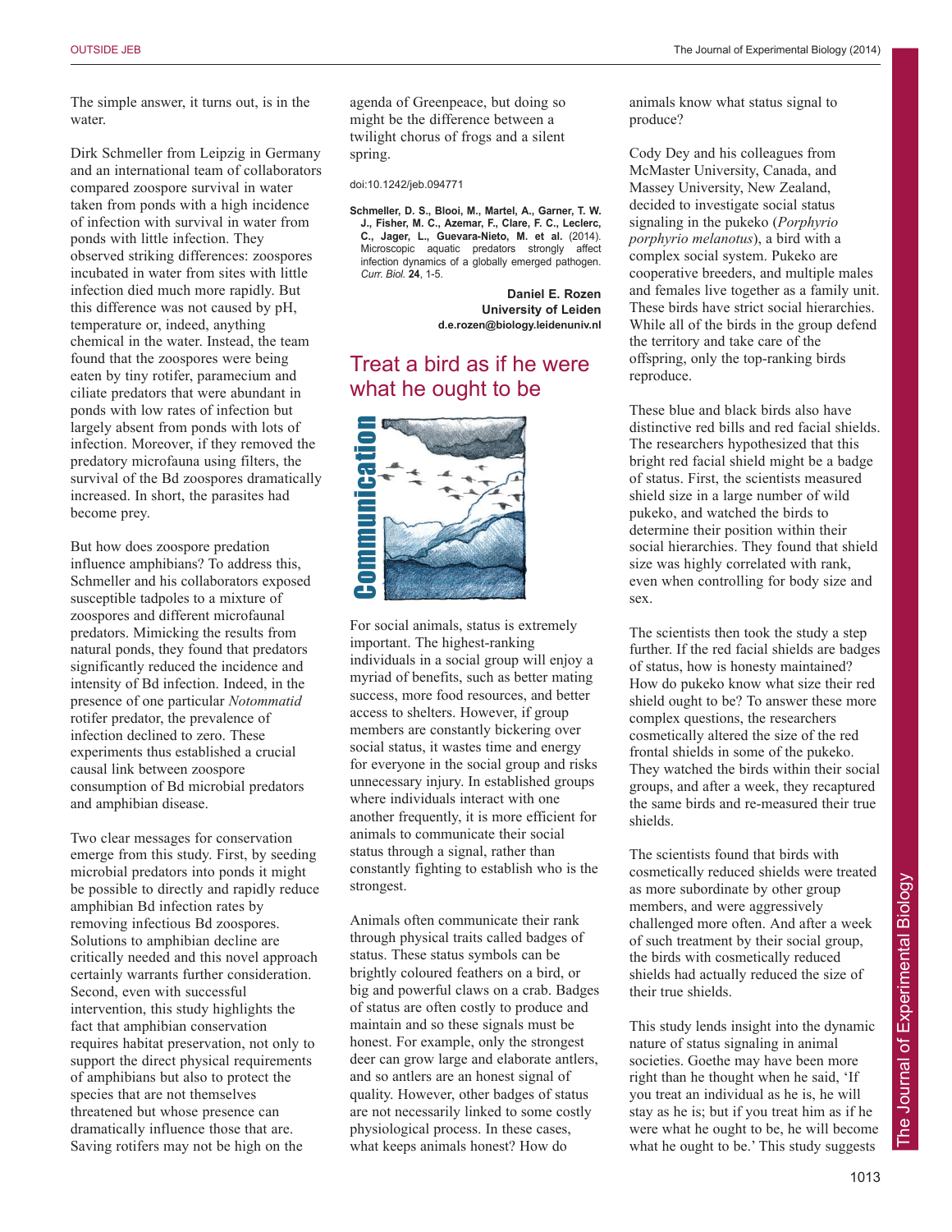The simple answer, it turns out, is in the water.

Dirk Schmeller from Leipzig in Germany and an international team of collaborators compared zoospore survival in water taken from ponds with a high incidence of infection with survival in water from ponds with little infection. They observed striking differences: zoospores incubated in water from sites with little infection died much more rapidly. But this difference was not caused by pH, temperature or, indeed, anything chemical in the water. Instead, the team found that the zoospores were being eaten by tiny rotifer, paramecium and ciliate predators that were abundant in ponds with low rates of infection but largely absent from ponds with lots of infection. Moreover, if they removed the predatory microfauna using filters, the survival of the Bd zoospores dramatically increased. In short, the parasites had become prey.

But how does zoospore predation influence amphibians? To address this, Schmeller and his collaborators exposed susceptible tadpoles to a mixture of zoospores and different microfaunal predators. Mimicking the results from natural ponds, they found that predators significantly reduced the incidence and intensity of Bd infection. Indeed, in the presence of one particular *Notommatid* rotifer predator, the prevalence of infection declined to zero. These experiments thus established a crucial causal link between zoospore consumption of Bd microbial predators and amphibian disease.

Two clear messages for conservation emerge from this study. First, by seeding microbial predators into ponds it might be possible to directly and rapidly reduce amphibian Bd infection rates by removing infectious Bd zoospores. Solutions to amphibian decline are critically needed and this novel approach certainly warrants further consideration. Second, even with successful intervention, this study highlights the fact that amphibian conservation requires habitat preservation, not only to support the direct physical requirements of amphibians but also to protect the species that are not themselves threatened but whose presence can dramatically influence those that are. Saving rotifers may not be high on the agenda of Greenpeace, but doing so might be the difference between a twilight chorus of frogs and a silent spring.

doi:10.1242/jeb.094771

**Schmeller, D. S., Blooi, M., Martel, A., Garner, T. W. J., Fisher, M. C., Azemar, F., Clare, F. C., Leclerc, C., Jager, L., Guevara-Nieto, M. et al.** (2014). Microscopic aquatic predators strongly affect infection dynamics of a globally emerged pathogen. *Curr. Biol.* **24**, 1-5.

**Daniel E. Rozen**
**University of Leiden**
**d.e.rozen@biology.leidenuniv.nl**

## Treat a bird as if he were what he ought to be

For social animals, status is extremely important. The highest-ranking individuals in a social group will enjoy a myriad of benefits, such as better mating success, more food resources, and better access to shelters. However, if group members are constantly bickering over social status, it wastes time and energy for everyone in the social group and risks unnecessary injury. In established groups where individuals interact with one another frequently, it is more efficient for animals to communicate their social status through a signal, rather than constantly fighting to establish who is the strongest.

Animals often communicate their rank through physical traits called badges of status. These status symbols can be brightly coloured feathers on a bird, or big and powerful claws on a crab. Badges of status are often costly to produce and maintain and so these signals must be honest. For example, only the strongest deer can grow large and elaborate antlers, and so antlers are an honest signal of quality. However, other badges of status are not necessarily linked to some costly physiological process. In these cases, what keeps animals honest? How do animals know what status signal to produce?

Cody Dey and his colleagues from McMaster University, Canada, and Massey University, New Zealand, decided to investigate social status signaling in the pukeko (*Porphyrio porphyrio melanotus*), a bird with a complex social system. Pukeko are cooperative breeders, and multiple males and females live together as a family unit. These birds have strict social hierarchies. While all of the birds in the group defend the territory and take care of the offspring, only the top-ranking birds reproduce.

These blue and black birds also have distinctive red bills and red facial shields. The researchers hypothesized that this bright red facial shield might be a badge of status. First, the scientists measured shield size in a large number of wild pukeko, and watched the birds to determine their position within their social hierarchies. They found that shield size was highly correlated with rank, even when controlling for body size and sex.

The scientists then took the study a step further. If the red facial shields are badges of status, how is honesty maintained? How do pukeko know what size their red shield ought to be? To answer these more complex questions, the researchers cosmetically altered the size of the red frontal shields in some of the pukeko. They watched the birds within their social groups, and after a week, they recaptured the same birds and re-measured their true shields.

The scientists found that birds with cosmetically reduced shields were treated as more subordinate by other group members, and were aggressively challenged more often. And after a week of such treatment by their social group, the birds with cosmetically reduced shields had actually reduced the size of their true shields.

This study lends insight into the dynamic nature of status signaling in animal societies. Goethe may have been more right than he thought when he said, 'If you treat an individual as he is, he will stay as he is; but if you treat him as if he were what he ought to be, he will become what he ought to be.' This study suggests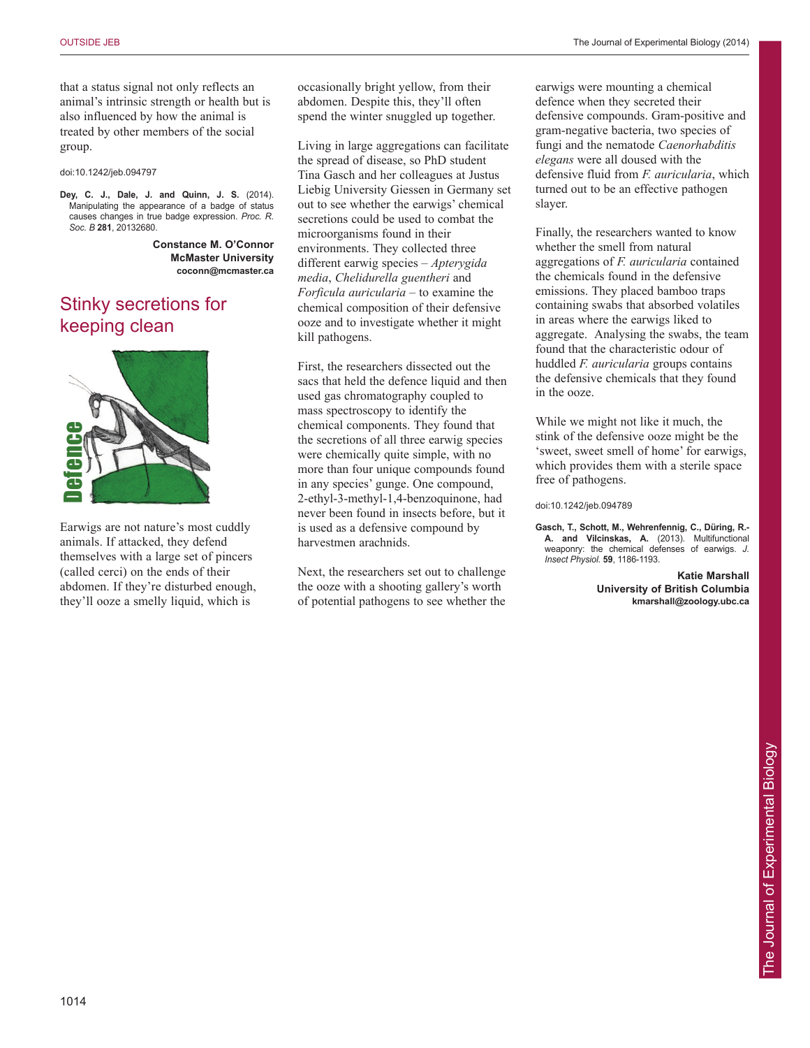that a status signal not only reflects an animal's intrinsic strength or health but is also influenced by how the animal is treated by other members of the social group.

doi:10.1242/jeb.094797

**Dey, C. J., Dale, J. and Quinn, J. S.** (2014). Manipulating the appearance of a badge of status causes changes in true badge expression. *Proc. R. Soc. B* **281**, 20132680.

**Constance M. O'Connor**
**McMaster University**
**coconn@mcmaster.ca**

## Stinky secretions for keeping clean

Defence

Earwigs are not nature's most cuddly animals. If attacked, they defend themselves with a large set of pincers (called cerci) on the ends of their abdomen. If they're disturbed enough, they'll ooze a smelly liquid, which is occasionally bright yellow, from their abdomen. Despite this, they'll often spend the winter snuggled up together.

Living in large aggregations can facilitate the spread of disease, so PhD student Tina Gasch and her colleagues at Justus Liebig University Giessen in Germany set out to see whether the earwigs' chemical secretions could be used to combat the microorganisms found in their environments. They collected three different earwig species – *Apterygida media*, *Chelidurella guentheri* and *Forficula auricularia* – to examine the chemical composition of their defensive ooze and to investigate whether it might kill pathogens.

First, the researchers dissected out the sacs that held the defence liquid and then used gas chromatography coupled to mass spectroscopy to identify the chemical components. They found that the secretions of all three earwig species were chemically quite simple, with no more than four unique compounds found in any species' gunge. One compound, 2-ethyl-3-methyl-1,4-benzoquinone, had never been found in insects before, but it is used as a defensive compound by harvestmen arachnids.

Next, the researchers set out to challenge the ooze with a shooting gallery's worth of potential pathogens to see whether the earwigs were mounting a chemical defence when they secreted their defensive compounds. Gram-positive and gram-negative bacteria, two species of fungi and the nematode *Caenorhabditis elegans* were all doused with the defensive fluid from *F. auricularia*, which turned out to be an effective pathogen slayer.

Finally, the researchers wanted to know whether the smell from natural aggregations of *F. auricularia* contained the chemicals found in the defensive emissions. They placed bamboo traps containing swabs that absorbed volatiles in areas where the earwigs liked to aggregate. Analysing the swabs, the team found that the characteristic odour of huddled *F. auricularia* groups contains the defensive chemicals that they found in the ooze.

While we might not like it much, the stink of the defensive ooze might be the 'sweet, sweet smell of home' for earwigs, which provides them with a sterile space free of pathogens.

doi:10.1242/jeb.094789

**Gasch, T., Schott, M., Wehrenfennig, C., Düring, R.-A. and Vilcinskas, A.** (2013). Multifunctional weaponry: the chemical defenses of earwigs. *J. Insect Physiol.* **59**, 1186-1193.

**Katie Marshall**
**University of British Columbia**
**kmarshall@zoology.ubc.ca**